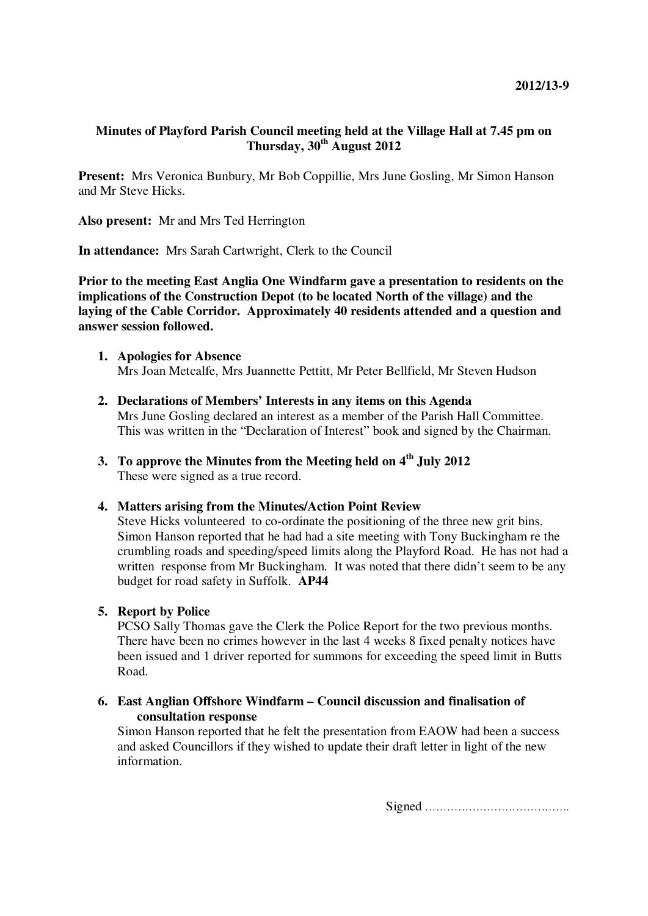**2012/13-9**

**Minutes of Playford Parish Council meeting held at the Village Hall at 7.45 pm on Thursday, 30th August 2012**

**Present:** Mrs Veronica Bunbury, Mr Bob Coppillie, Mrs June Gosling, Mr Simon Hanson and Mr Steve Hicks.

**Also present:** Mr and Mrs Ted Herrington

**In attendance:** Mrs Sarah Cartwright, Clerk to the Council

**Prior to the meeting East Anglia One Windfarm gave a presentation to residents on the implications of the Construction Depot (to be located North of the village) and the laying of the Cable Corridor. Approximately 40 residents attended and a question and answer session followed.**

1. **Apologies for Absence**
   Mrs Joan Metcalfe, Mrs Juannette Pettitt, Mr Peter Bellfield, Mr Steven Hudson

2. **Declarations of Members' Interests in any items on this Agenda**
   Mrs June Gosling declared an interest as a member of the Parish Hall Committee. This was written in the "Declaration of Interest" book and signed by the Chairman.

3. **To approve the Minutes from the Meeting held on 4th July 2012**
   These were signed as a true record.

4. **Matters arising from the Minutes/Action Point Review**
   Steve Hicks volunteered to co-ordinate the positioning of the three new grit bins. Simon Hanson reported that he had had a site meeting with Tony Buckingham re the crumbling roads and speeding/speed limits along the Playford Road. He has not had a written response from Mr Buckingham. It was noted that there didn't seem to be any budget for road safety in Suffolk. **AP44**

5. **Report by Police**
   PCSO Sally Thomas gave the Clerk the Police Report for the two previous months. There have been no crimes however in the last 4 weeks 8 fixed penalty notices have been issued and 1 driver reported for summons for exceeding the speed limit in Butts Road.

6. **East Anglian Offshore Windfarm – Council discussion and finalisation of consultation response**
   Simon Hanson reported that he felt the presentation from EAOW had been a success and asked Councillors if they wished to update their draft letter in light of the new information.

Signed ………………………………….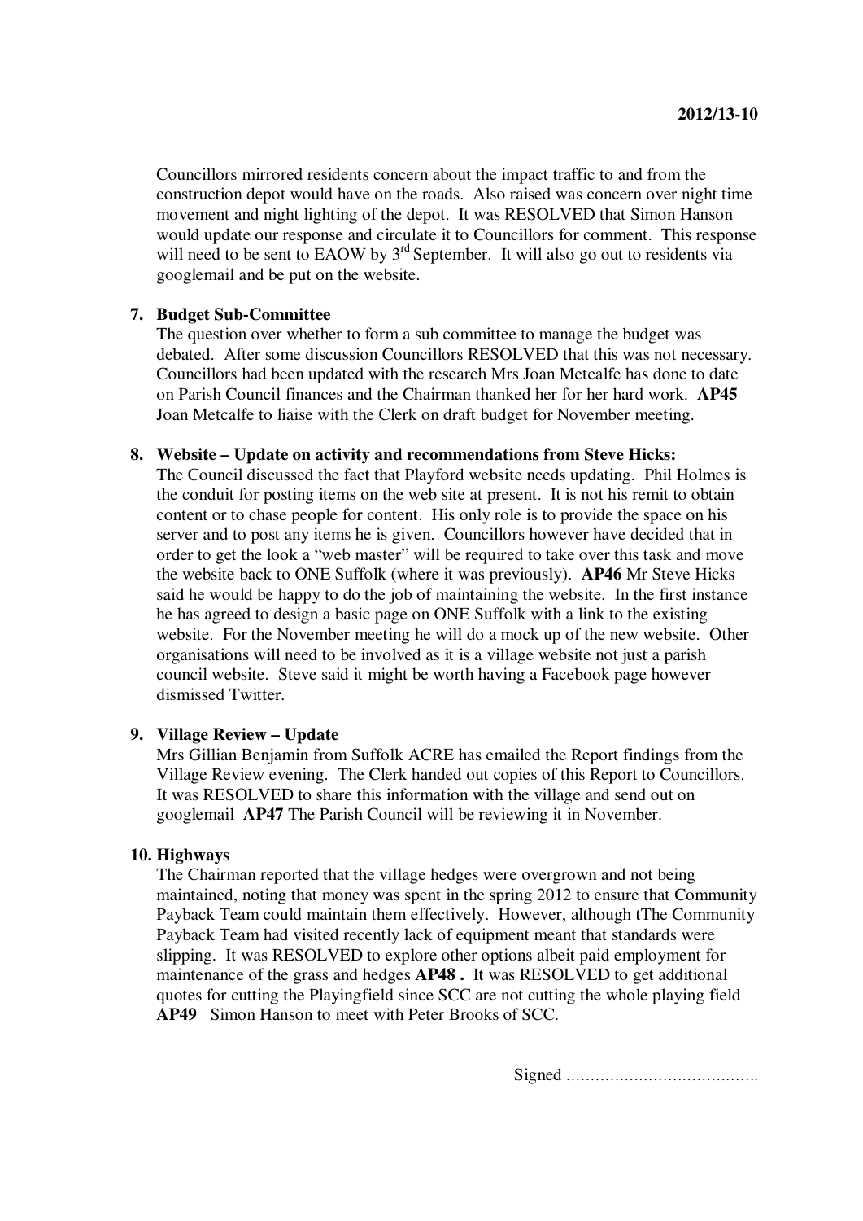Councillors mirrored residents concern about the impact traffic to and from the construction depot would have on the roads. Also raised was concern over night time movement and night lighting of the depot. It was RESOLVED that Simon Hanson would update our response and circulate it to Councillors for comment. This response will need to be sent to EAOW by 3rd September. It will also go out to residents via googlemail and be put on the website.

7. **Budget Sub-Committee**
   The question over whether to form a sub committee to manage the budget was debated. After some discussion Councillors RESOLVED that this was not necessary. Councillors had been updated with the research Mrs Joan Metcalfe has done to date on Parish Council finances and the Chairman thanked her for her hard work. **AP45** Joan Metcalfe to liaise with the Clerk on draft budget for November meeting.

8. **Website – Update on activity and recommendations from Steve Hicks:**
   The Council discussed the fact that Playford website needs updating. Phil Holmes is the conduit for posting items on the web site at present. It is not his remit to obtain content or to chase people for content. His only role is to provide the space on his server and to post any items he is given. Councillors however have decided that in order to get the look a "web master" will be required to take over this task and move the website back to ONE Suffolk (where it was previously). **AP46** Mr Steve Hicks said he would be happy to do the job of maintaining the website. In the first instance he has agreed to design a basic page on ONE Suffolk with a link to the existing website. For the November meeting he will do a mock up of the new website. Other organisations will need to be involved as it is a village website not just a parish council website. Steve said it might be worth having a Facebook page however dismissed Twitter.

9. **Village Review – Update**
   Mrs Gillian Benjamin from Suffolk ACRE has emailed the Report findings from the Village Review evening. The Clerk handed out copies of this Report to Councillors. It was RESOLVED to share this information with the village and send out on googlemail **AP47** The Parish Council will be reviewing it in November.

10. **Highways**
    The Chairman reported that the village hedges were overgrown and not being maintained, noting that money was spent in the spring 2012 to ensure that Community Payback Team could maintain them effectively. However, although tThe Community Payback Team had visited recently lack of equipment meant that standards were slipping. It was RESOLVED to explore other options albeit paid employment for maintenance of the grass and hedges **AP48 .** It was RESOLVED to get additional quotes for cutting the Playingfield since SCC are not cutting the whole playing field **AP49** Simon Hanson to meet with Peter Brooks of SCC.

Signed …………………………………..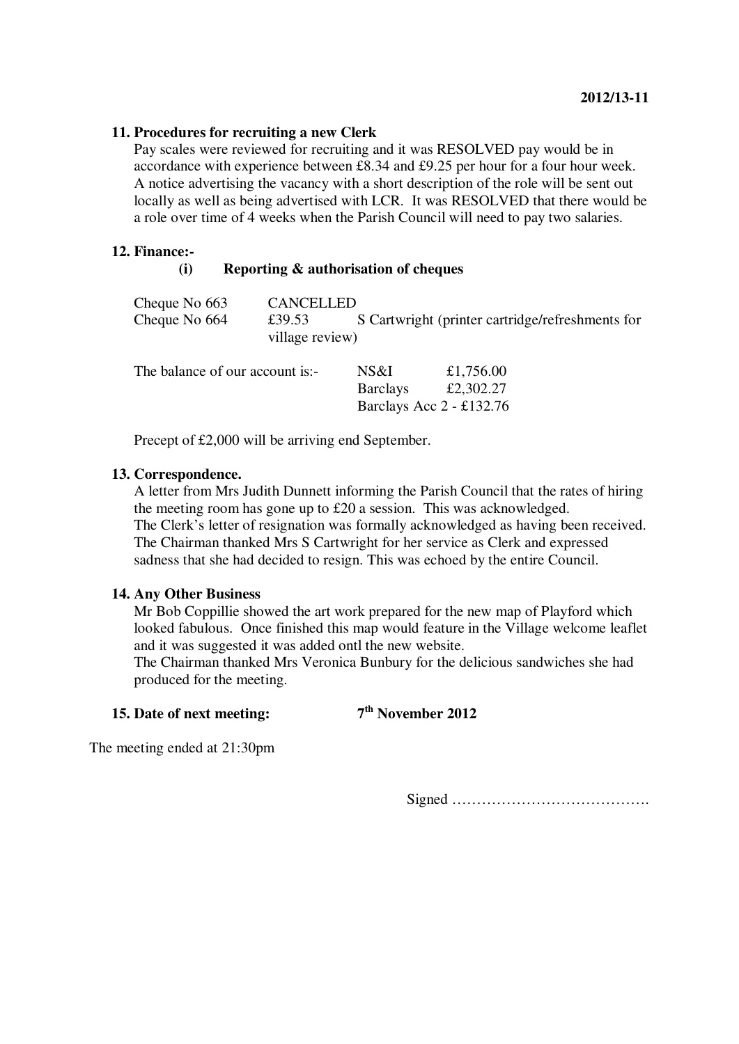**2012/13-11**

**11. Procedures for recruiting a new Clerk**

Pay scales were reviewed for recruiting and it was RESOLVED pay would be in accordance with experience between £8.34 and £9.25 per hour for a four hour week. A notice advertising the vacancy with a short description of the role will be sent out locally as well as being advertised with LCR. It was RESOLVED that there would be a role over time of 4 weeks when the Parish Council will need to pay two salaries.

**12. Finance:-**

**(i) Reporting & authorisation of cheques**

| | | |
|---|---|---|
| Cheque No 663 | CANCELLED | |
| Cheque No 664 | £39.53 | S Cartwright (printer cartridge/refreshments for village review) |

| | | |
|---|---|---|
| The balance of our account is:- | NS&I | £1,756.00 |
| | Barclays | £2,302.27 |
| | Barclays Acc 2 - £132.76 | |

Precept of £2,000 will be arriving end September.

**13. Correspondence.**

A letter from Mrs Judith Dunnett informing the Parish Council that the rates of hiring the meeting room has gone up to £20 a session. This was acknowledged.
The Clerk's letter of resignation was formally acknowledged as having been received. The Chairman thanked Mrs S Cartwright for her service as Clerk and expressed sadness that she had decided to resign. This was echoed by the entire Council.

**14. Any Other Business**

Mr Bob Coppillie showed the art work prepared for the new map of Playford which looked fabulous. Once finished this map would feature in the Village welcome leaflet and it was suggested it was added ontl the new website.
The Chairman thanked Mrs Veronica Bunbury for the delicious sandwiches she had produced for the meeting.

**15. Date of next meeting: 7th November 2012**

The meeting ended at 21:30pm

Signed ………………………………….